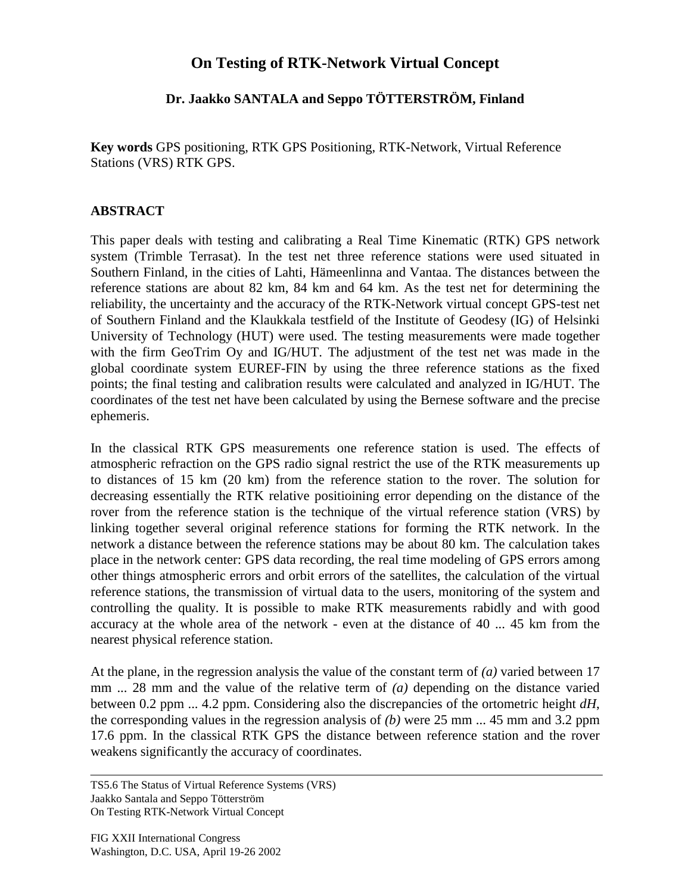# On Testing of RTK-Network Virtual Concept

**Dr. Jaakko SANTALA and Seppo TÖTTERSTRÖM, Finland**

**Key words** GPS positioning, RTK GPS Positioning, RTK-Network, Virtual Reference Stations (VRS) RTK GPS.

## ABSTRACT

This paper deals with testing and calibrating a Real Time Kinematic (RTK) GPS network system (Trimble Terrasat). In the test net three reference stations were used situated in Southern Finland, in the cities of Lahti, Hämeenlinna and Vantaa. The distances between the reference stations are about 82 km, 84 km and 64 km. As the test net for determining the reliability, the uncertainty and the accuracy of the RTK-Network virtual concept GPS-test net of Southern Finland and the Klaukkala testfield of the Institute of Geodesy (IG) of Helsinki University of Technology (HUT) were used. The testing measurements were made together with the firm GeoTrim Oy and IG/HUT. The adjustment of the test net was made in the global coordinate system EUREF-FIN by using the three reference stations as the fixed points; the final testing and calibration results were calculated and analyzed in IG/HUT. The coordinates of the test net have been calculated by using the Bernese software and the precise ephemeris.

In the classical RTK GPS measurements one reference station is used. The effects of atmospheric refraction on the GPS radio signal restrict the use of the RTK measurements up to distances of 15 km (20 km) from the reference station to the rover. The solution for decreasing essentially the RTK relative positioining error depending on the distance of the rover from the reference station is the technique of the virtual reference station (VRS) by linking together several original reference stations for forming the RTK network. In the network a distance between the reference stations may be about 80 km. The calculation takes place in the network center: GPS data recording, the real time modeling of GPS errors among other things atmospheric errors and orbit errors of the satellites, the calculation of the virtual reference stations, the transmission of virtual data to the users, monitoring of the system and controlling the quality. It is possible to make RTK measurements rabidly and with good accuracy at the whole area of the network - even at the distance of 40 ... 45 km from the nearest physical reference station.

At the plane, in the regression analysis the value of the constant term of *(a)* varied between 17 mm ... 28 mm and the value of the relative term of *(a)* depending on the distance varied between 0.2 ppm ... 4.2 ppm. Considering also the discrepancies of the ortometric height *dH*, the corresponding values in the regression analysis of *(b)* were 25 mm ... 45 mm and 3.2 ppm 17.6 ppm. In the classical RTK GPS the distance between reference station and the rover weakens significantly the accuracy of coordinates.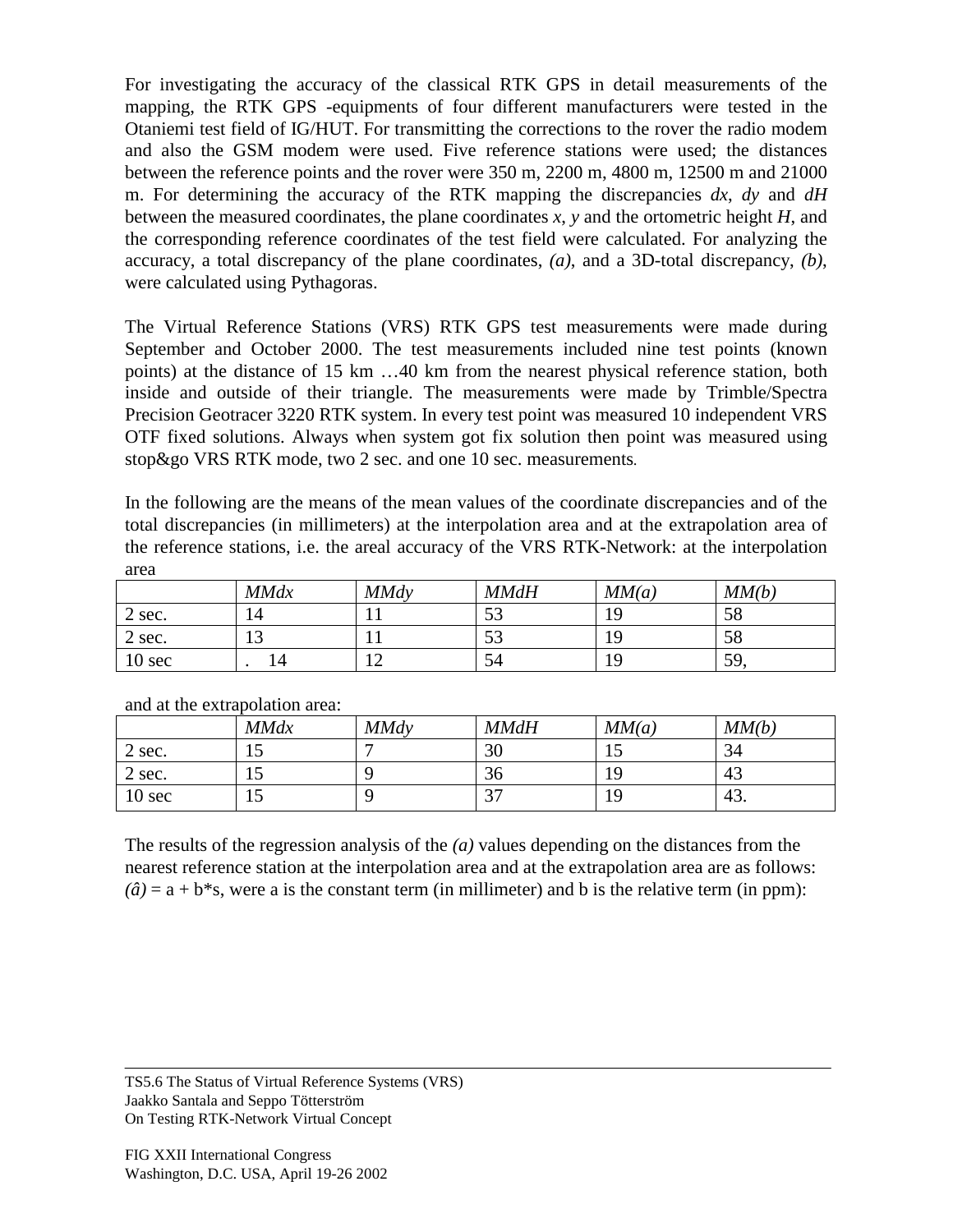For investigating the accuracy of the classical RTK GPS in detail measurements of the mapping, the RTK GPS -equipments of four different manufacturers were tested in the Otaniemi test field of IG/HUT. For transmitting the corrections to the rover the radio modem and also the GSM modem were used. Five reference stations were used; the distances between the reference points and the rover were 350 m, 2200 m, 4800 m, 12500 m and 21000 m. For determining the accuracy of the RTK mapping the discrepancies *dx*, *dy* and *dH* between the measured coordinates, the plane coordinates *x, y* and the ortometric height *H*, and the corresponding reference coordinates of the test field were calculated. For analyzing the accuracy, a total discrepancy of the plane coordinates, *(a)*, and a 3D-total discrepancy, *(b)*, were calculated using Pythagoras.

The Virtual Reference Stations (VRS) RTK GPS test measurements were made during September and October 2000. The test measurements included nine test points (known points) at the distance of 15 km …40 km from the nearest physical reference station, both inside and outside of their triangle. The measurements were made by Trimble/Spectra Precision Geotracer 3220 RTK system. In every test point was measured 10 independent VRS OTF fixed solutions. Always when system got fix solution then point was measured using stop&go VRS RTK mode, two 2 sec. and one 10 sec. measurements.

In the following are the means of the mean values of the coordinate discrepancies and of the total discrepancies (in millimeters) at the interpolation area and at the extrapolation area of the reference stations, i.e. the areal accuracy of the VRS RTK-Network: at the interpolation area

| | *MMdx* | *MMdy* | *MMdH* | *MM(a)* | *MM(b)* |
|---|---|---|---|---|---|
| 2 sec. | 14 | 11 | 53 | 19 | 58 |
| 2 sec. | 13 | 11 | 53 | 19 | 58 |
| 10 sec | . 14 | 12 | 54 | 19 | 59, |

and at the extrapolation area:

| | *MMdx* | *MMdy* | *MMdH* | *MM(a)* | *MM(b)* |
|---|---|---|---|---|---|
| 2 sec. | 15 | 7 | 30 | 15 | 34 |
| 2 sec. | 15 | 9 | 36 | 19 | 43 |
| 10 sec | 15 | 9 | 37 | 19 | 43. |

The results of the regression analysis of the *(a)* values depending on the distances from the nearest reference station at the interpolation area and at the extrapolation area are as follows: $(\hat{a}) = a + b*s$, were a is the constant term (in millimeter) and b is the relative term (in ppm):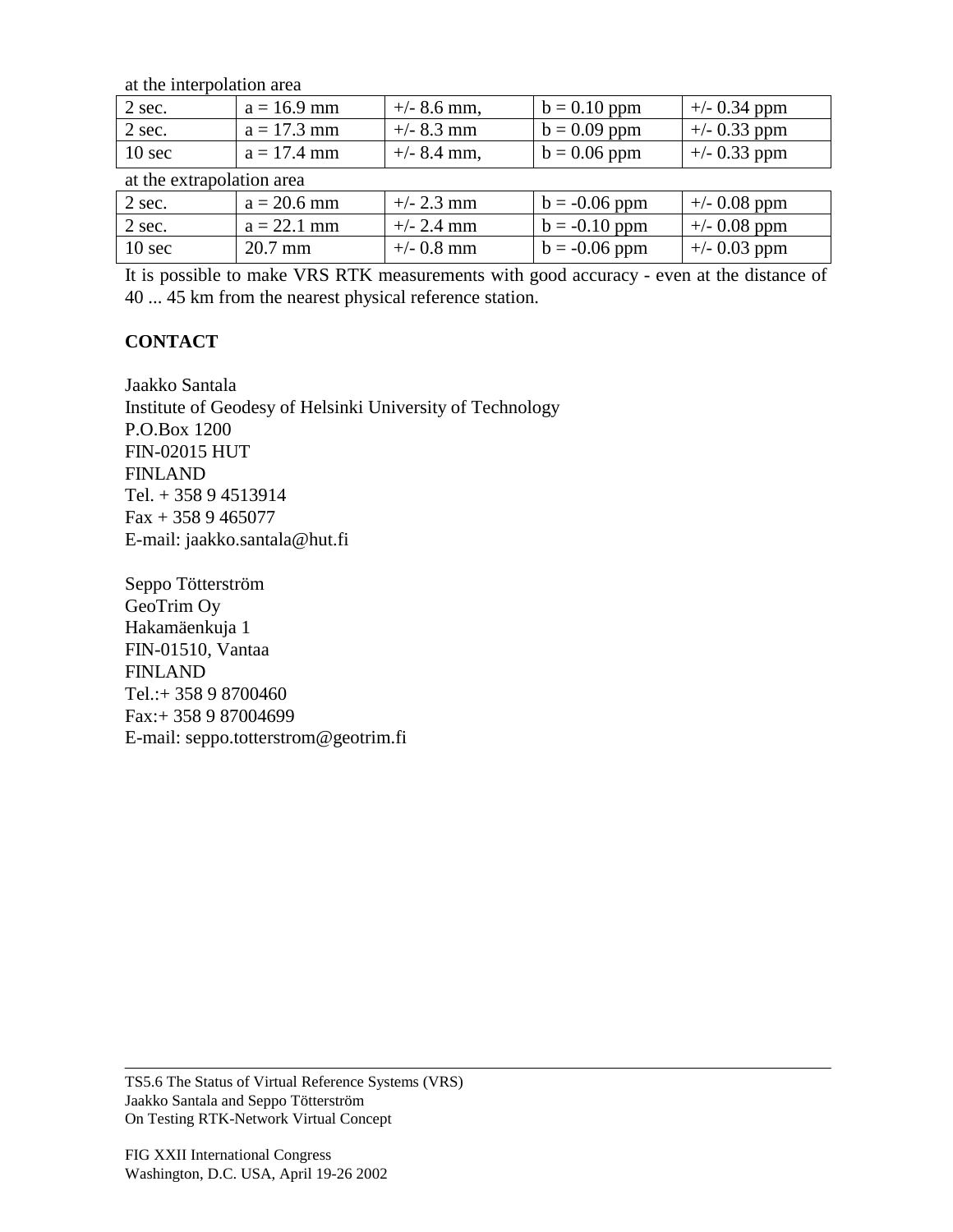at the interpolation area

| | | | | |
|---|---|---|---|---|
| 2 sec. | a = 16.9 mm | +/- 8.6 mm, | b = 0.10 ppm | +/- 0.34 ppm |
| 2 sec. | a = 17.3 mm | +/- 8.3 mm | b = 0.09 ppm | +/- 0.33 ppm |
| 10 sec | a = 17.4 mm | +/- 8.4 mm, | b = 0.06 ppm | +/- 0.33 ppm |

at the extrapolation area

| | | | | |
|---|---|---|---|---|
| 2 sec. | a = 20.6 mm | +/- 2.3 mm | b = -0.06 ppm | +/- 0.08 ppm |
| 2 sec. | a = 22.1 mm | +/- 2.4 mm | b = -0.10 ppm | +/- 0.08 ppm |
| 10 sec | 20.7 mm | +/- 0.8 mm | b = -0.06 ppm | +/- 0.03 ppm |

It is possible to make VRS RTK measurements with good accuracy - even at the distance of 40 ... 45 km from the nearest physical reference station.

## CONTACT

Jaakko Santala
Institute of Geodesy of Helsinki University of Technology
P.O.Box 1200
FIN-02015 HUT
FINLAND
Tel. + 358 9 4513914
Fax + 358 9 465077
E-mail: jaakko.santala@hut.fi

Seppo Tötterström
GeoTrim Oy
Hakamäenkuja 1
FIN-01510, Vantaa
FINLAND
Tel.:+ 358 9 8700460
Fax:+ 358 9 87004699
E-mail: seppo.totterstrom@geotrim.fi